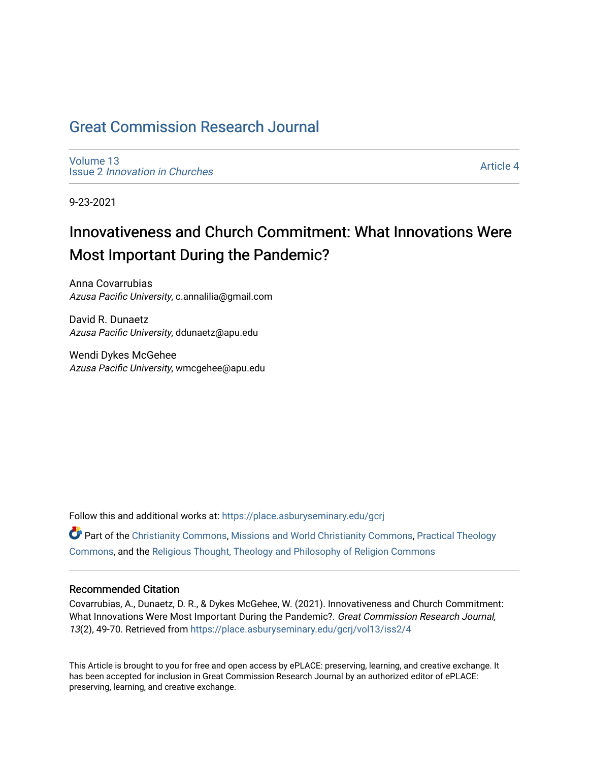# Great Commission Research Journal

Volume 13
Issue 2 *Innovation in Churches*

Article 4

9-23-2021

## Innovativeness and Church Commitment: What Innovations Were Most Important During the Pandemic?

Anna Covarrubias
*Azusa Pacific University*, c.annalilia@gmail.com

David R. Dunaetz
*Azusa Pacific University*, ddunaetz@apu.edu

Wendi Dykes McGehee
*Azusa Pacific University*, wmcgehee@apu.edu

Follow this and additional works at: https://place.asburyseminary.edu/gcrj

Part of the Christianity Commons, Missions and World Christianity Commons, Practical Theology Commons, and the Religious Thought, Theology and Philosophy of Religion Commons

### Recommended Citation

Covarrubias, A., Dunaetz, D. R., & Dykes McGehee, W. (2021). Innovativeness and Church Commitment: What Innovations Were Most Important During the Pandemic?. *Great Commission Research Journal, 13*(2), 49-70. Retrieved from https://place.asburyseminary.edu/gcrj/vol13/iss2/4

This Article is brought to you for free and open access by ePLACE: preserving, learning, and creative exchange. It has been accepted for inclusion in Great Commission Research Journal by an authorized editor of ePLACE: preserving, learning, and creative exchange.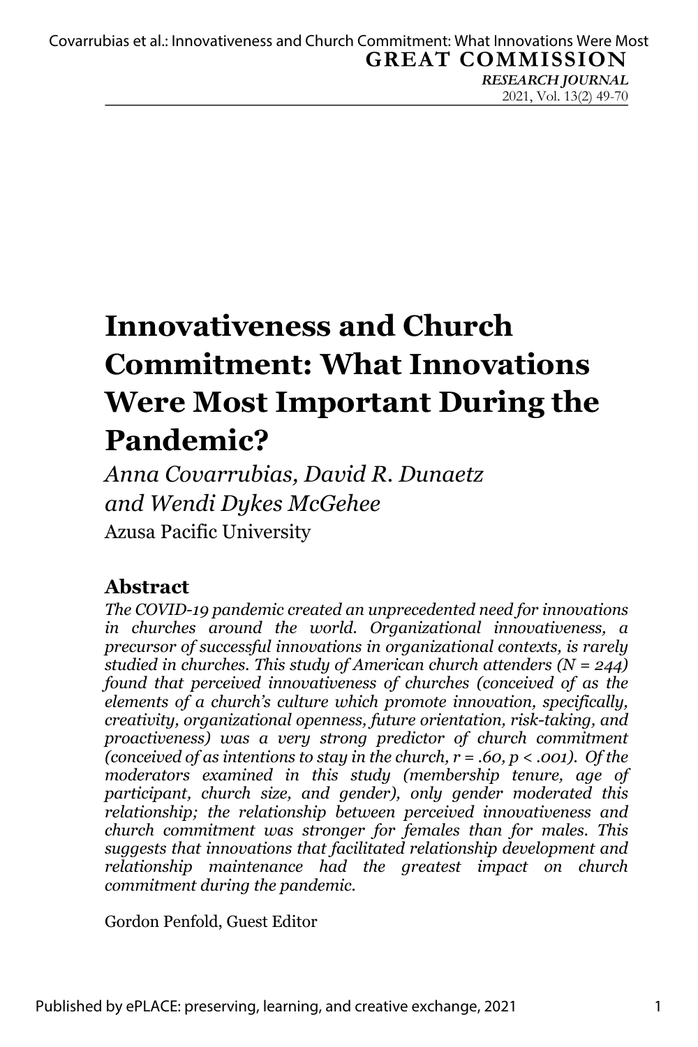# Innovativeness and Church Commitment: What Innovations Were Most Important During the Pandemic?

*Anna Covarrubias, David R. Dunaetz and Wendi Dykes McGehee*

Azusa Pacific University

## Abstract

*The COVID-19 pandemic created an unprecedented need for innovations in churches around the world. Organizational innovativeness, a precursor of successful innovations in organizational contexts, is rarely studied in churches. This study of American church attenders ($N = 244$) found that perceived innovativeness of churches (conceived of as the elements of a church's culture which promote innovation, specifically, creativity, organizational openness, future orientation, risk-taking, and proactiveness) was a very strong predictor of church commitment (conceived of as intentions to stay in the church, $r = .60$, $p < .001$). Of the moderators examined in this study (membership tenure, age of participant, church size, and gender), only gender moderated this relationship; the relationship between perceived innovativeness and church commitment was stronger for females than for males. This suggests that innovations that facilitated relationship development and relationship maintenance had the greatest impact on church commitment during the pandemic.*

Gordon Penfold, Guest Editor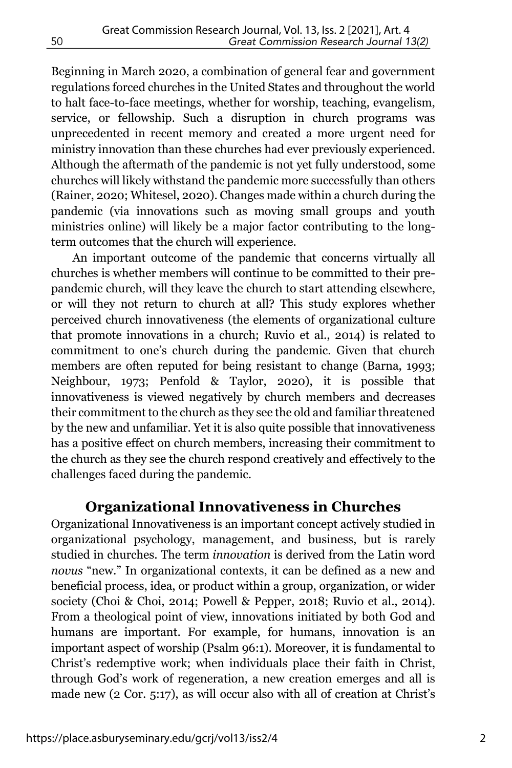Beginning in March 2020, a combination of general fear and government regulations forced churches in the United States and throughout the world to halt face-to-face meetings, whether for worship, teaching, evangelism, service, or fellowship. Such a disruption in church programs was unprecedented in recent memory and created a more urgent need for ministry innovation than these churches had ever previously experienced. Although the aftermath of the pandemic is not yet fully understood, some churches will likely withstand the pandemic more successfully than others (Rainer, 2020; Whitesel, 2020). Changes made within a church during the pandemic (via innovations such as moving small groups and youth ministries online) will likely be a major factor contributing to the long-term outcomes that the church will experience.

An important outcome of the pandemic that concerns virtually all churches is whether members will continue to be committed to their pre-pandemic church, will they leave the church to start attending elsewhere, or will they not return to church at all? This study explores whether perceived church innovativeness (the elements of organizational culture that promote innovations in a church; Ruvio et al., 2014) is related to commitment to one's church during the pandemic. Given that church members are often reputed for being resistant to change (Barna, 1993; Neighbour, 1973; Penfold & Taylor, 2020), it is possible that innovativeness is viewed negatively by church members and decreases their commitment to the church as they see the old and familiar threatened by the new and unfamiliar. Yet it is also quite possible that innovativeness has a positive effect on church members, increasing their commitment to the church as they see the church respond creatively and effectively to the challenges faced during the pandemic.

## Organizational Innovativeness in Churches

Organizational Innovativeness is an important concept actively studied in organizational psychology, management, and business, but is rarely studied in churches. The term *innovation* is derived from the Latin word *novus* "new." In organizational contexts, it can be defined as a new and beneficial process, idea, or product within a group, organization, or wider society (Choi & Choi, 2014; Powell & Pepper, 2018; Ruvio et al., 2014). From a theological point of view, innovations initiated by both God and humans are important. For example, for humans, innovation is an important aspect of worship (Psalm 96:1). Moreover, it is fundamental to Christ's redemptive work; when individuals place their faith in Christ, through God's work of regeneration, a new creation emerges and all is made new (2 Cor. 5:17), as will occur also with all of creation at Christ's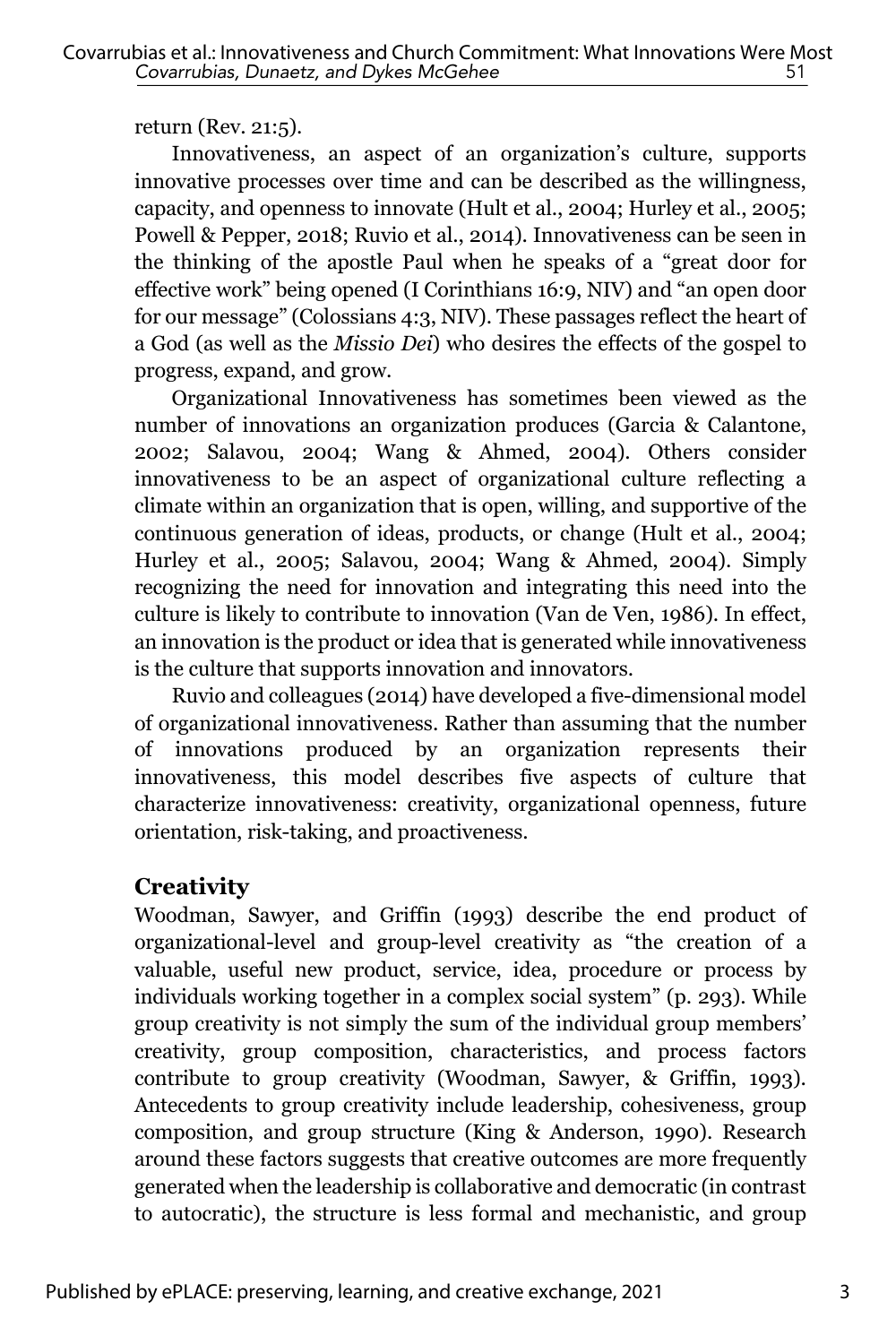return (Rev. 21:5).

Innovativeness, an aspect of an organization's culture, supports innovative processes over time and can be described as the willingness, capacity, and openness to innovate (Hult et al., 2004; Hurley et al., 2005; Powell & Pepper, 2018; Ruvio et al., 2014). Innovativeness can be seen in the thinking of the apostle Paul when he speaks of a "great door for effective work" being opened (I Corinthians 16:9, NIV) and "an open door for our message" (Colossians 4:3, NIV). These passages reflect the heart of a God (as well as the *Missio Dei*) who desires the effects of the gospel to progress, expand, and grow.

Organizational Innovativeness has sometimes been viewed as the number of innovations an organization produces (Garcia & Calantone, 2002; Salavou, 2004; Wang & Ahmed, 2004). Others consider innovativeness to be an aspect of organizational culture reflecting a climate within an organization that is open, willing, and supportive of the continuous generation of ideas, products, or change (Hult et al., 2004; Hurley et al., 2005; Salavou, 2004; Wang & Ahmed, 2004). Simply recognizing the need for innovation and integrating this need into the culture is likely to contribute to innovation (Van de Ven, 1986). In effect, an innovation is the product or idea that is generated while innovativeness is the culture that supports innovation and innovators.

Ruvio and colleagues (2014) have developed a five-dimensional model of organizational innovativeness. Rather than assuming that the number of innovations produced by an organization represents their innovativeness, this model describes five aspects of culture that characterize innovativeness: creativity, organizational openness, future orientation, risk-taking, and proactiveness.

## Creativity

Woodman, Sawyer, and Griffin (1993) describe the end product of organizational-level and group-level creativity as "the creation of a valuable, useful new product, service, idea, procedure or process by individuals working together in a complex social system" (p. 293). While group creativity is not simply the sum of the individual group members' creativity, group composition, characteristics, and process factors contribute to group creativity (Woodman, Sawyer, & Griffin, 1993). Antecedents to group creativity include leadership, cohesiveness, group composition, and group structure (King & Anderson, 1990). Research around these factors suggests that creative outcomes are more frequently generated when the leadership is collaborative and democratic (in contrast to autocratic), the structure is less formal and mechanistic, and group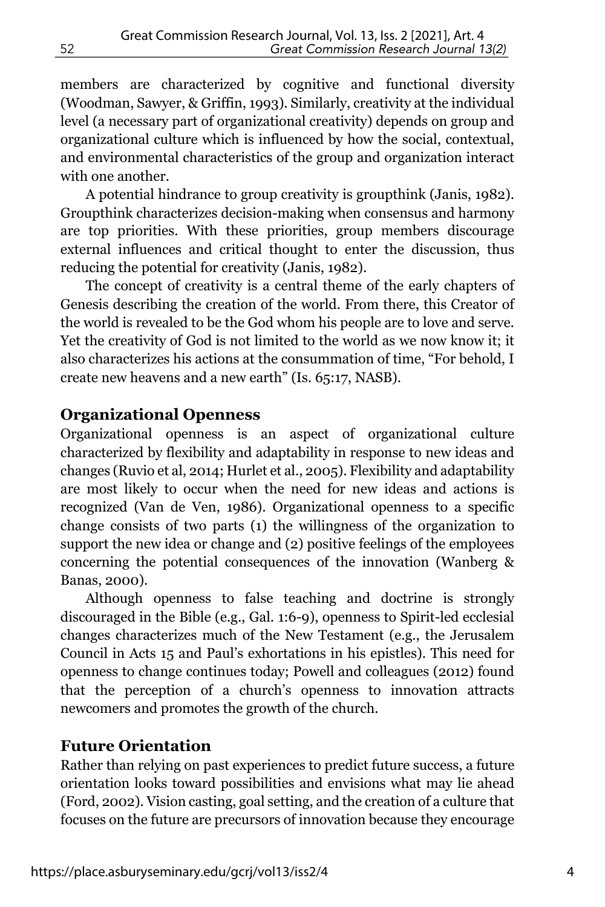members are characterized by cognitive and functional diversity (Woodman, Sawyer, & Griffin, 1993). Similarly, creativity at the individual level (a necessary part of organizational creativity) depends on group and organizational culture which is influenced by how the social, contextual, and environmental characteristics of the group and organization interact with one another.

A potential hindrance to group creativity is groupthink (Janis, 1982). Groupthink characterizes decision-making when consensus and harmony are top priorities. With these priorities, group members discourage external influences and critical thought to enter the discussion, thus reducing the potential for creativity (Janis, 1982).

The concept of creativity is a central theme of the early chapters of Genesis describing the creation of the world. From there, this Creator of the world is revealed to be the God whom his people are to love and serve. Yet the creativity of God is not limited to the world as we now know it; it also characterizes his actions at the consummation of time, "For behold, I create new heavens and a new earth" (Is. 65:17, NASB).

## Organizational Openness

Organizational openness is an aspect of organizational culture characterized by flexibility and adaptability in response to new ideas and changes (Ruvio et al, 2014; Hurlet et al., 2005). Flexibility and adaptability are most likely to occur when the need for new ideas and actions is recognized (Van de Ven, 1986). Organizational openness to a specific change consists of two parts (1) the willingness of the organization to support the new idea or change and (2) positive feelings of the employees concerning the potential consequences of the innovation (Wanberg & Banas, 2000).

Although openness to false teaching and doctrine is strongly discouraged in the Bible (e.g., Gal. 1:6-9), openness to Spirit-led ecclesial changes characterizes much of the New Testament (e.g., the Jerusalem Council in Acts 15 and Paul's exhortations in his epistles). This need for openness to change continues today; Powell and colleagues (2012) found that the perception of a church's openness to innovation attracts newcomers and promotes the growth of the church.

## Future Orientation

Rather than relying on past experiences to predict future success, a future orientation looks toward possibilities and envisions what may lie ahead (Ford, 2002). Vision casting, goal setting, and the creation of a culture that focuses on the future are precursors of innovation because they encourage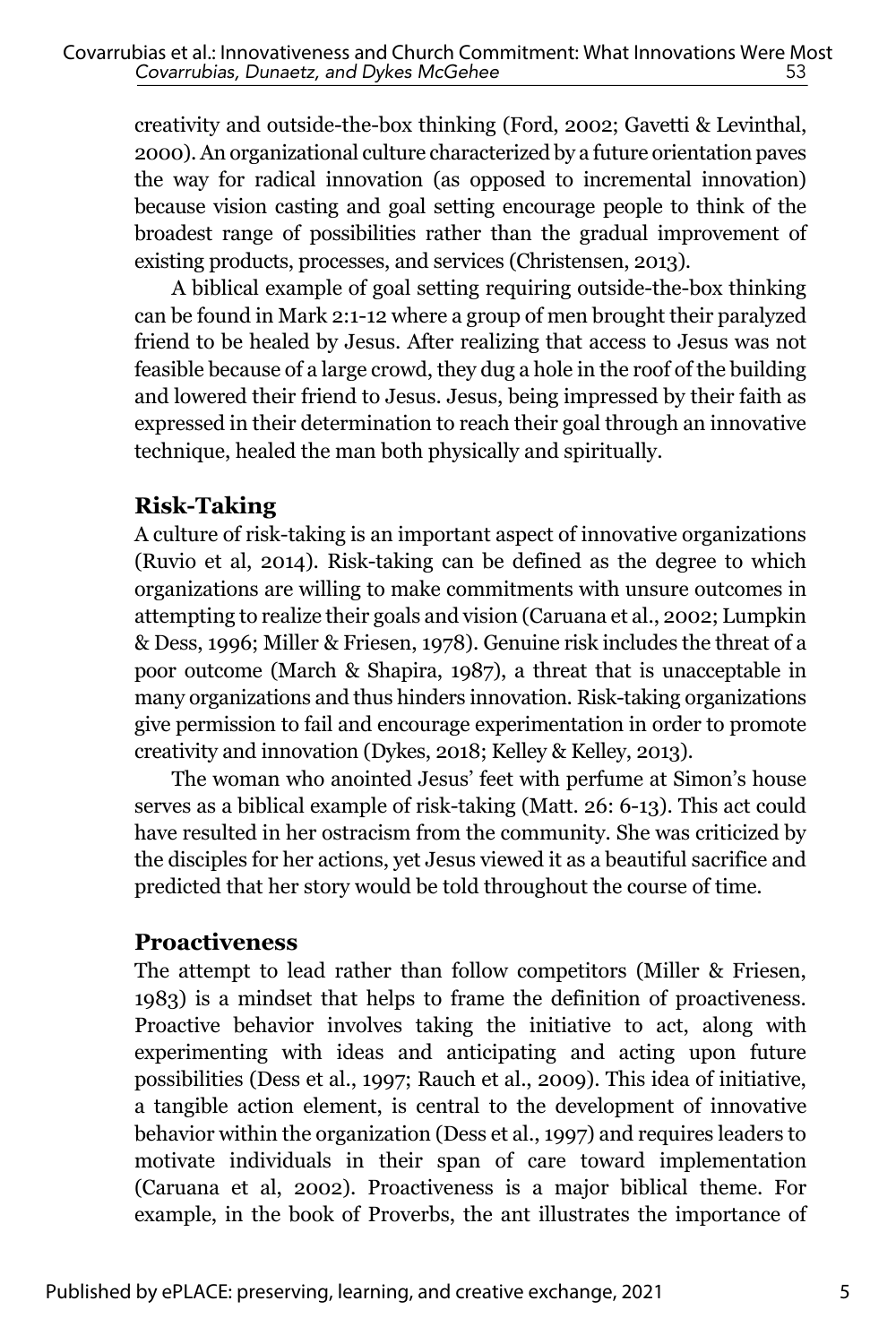creativity and outside-the-box thinking (Ford, 2002; Gavetti & Levinthal, 2000). An organizational culture characterized by a future orientation paves the way for radical innovation (as opposed to incremental innovation) because vision casting and goal setting encourage people to think of the broadest range of possibilities rather than the gradual improvement of existing products, processes, and services (Christensen, 2013).

A biblical example of goal setting requiring outside-the-box thinking can be found in Mark 2:1-12 where a group of men brought their paralyzed friend to be healed by Jesus. After realizing that access to Jesus was not feasible because of a large crowd, they dug a hole in the roof of the building and lowered their friend to Jesus. Jesus, being impressed by their faith as expressed in their determination to reach their goal through an innovative technique, healed the man both physically and spiritually.

## Risk-Taking

A culture of risk-taking is an important aspect of innovative organizations (Ruvio et al, 2014). Risk-taking can be defined as the degree to which organizations are willing to make commitments with unsure outcomes in attempting to realize their goals and vision (Caruana et al., 2002; Lumpkin & Dess, 1996; Miller & Friesen, 1978). Genuine risk includes the threat of a poor outcome (March & Shapira, 1987), a threat that is unacceptable in many organizations and thus hinders innovation. Risk-taking organizations give permission to fail and encourage experimentation in order to promote creativity and innovation (Dykes, 2018; Kelley & Kelley, 2013).

The woman who anointed Jesus' feet with perfume at Simon's house serves as a biblical example of risk-taking (Matt. 26: 6-13). This act could have resulted in her ostracism from the community. She was criticized by the disciples for her actions, yet Jesus viewed it as a beautiful sacrifice and predicted that her story would be told throughout the course of time.

## Proactiveness

The attempt to lead rather than follow competitors (Miller & Friesen, 1983) is a mindset that helps to frame the definition of proactiveness. Proactive behavior involves taking the initiative to act, along with experimenting with ideas and anticipating and acting upon future possibilities (Dess et al., 1997; Rauch et al., 2009). This idea of initiative, a tangible action element, is central to the development of innovative behavior within the organization (Dess et al., 1997) and requires leaders to motivate individuals in their span of care toward implementation (Caruana et al, 2002). Proactiveness is a major biblical theme. For example, in the book of Proverbs, the ant illustrates the importance of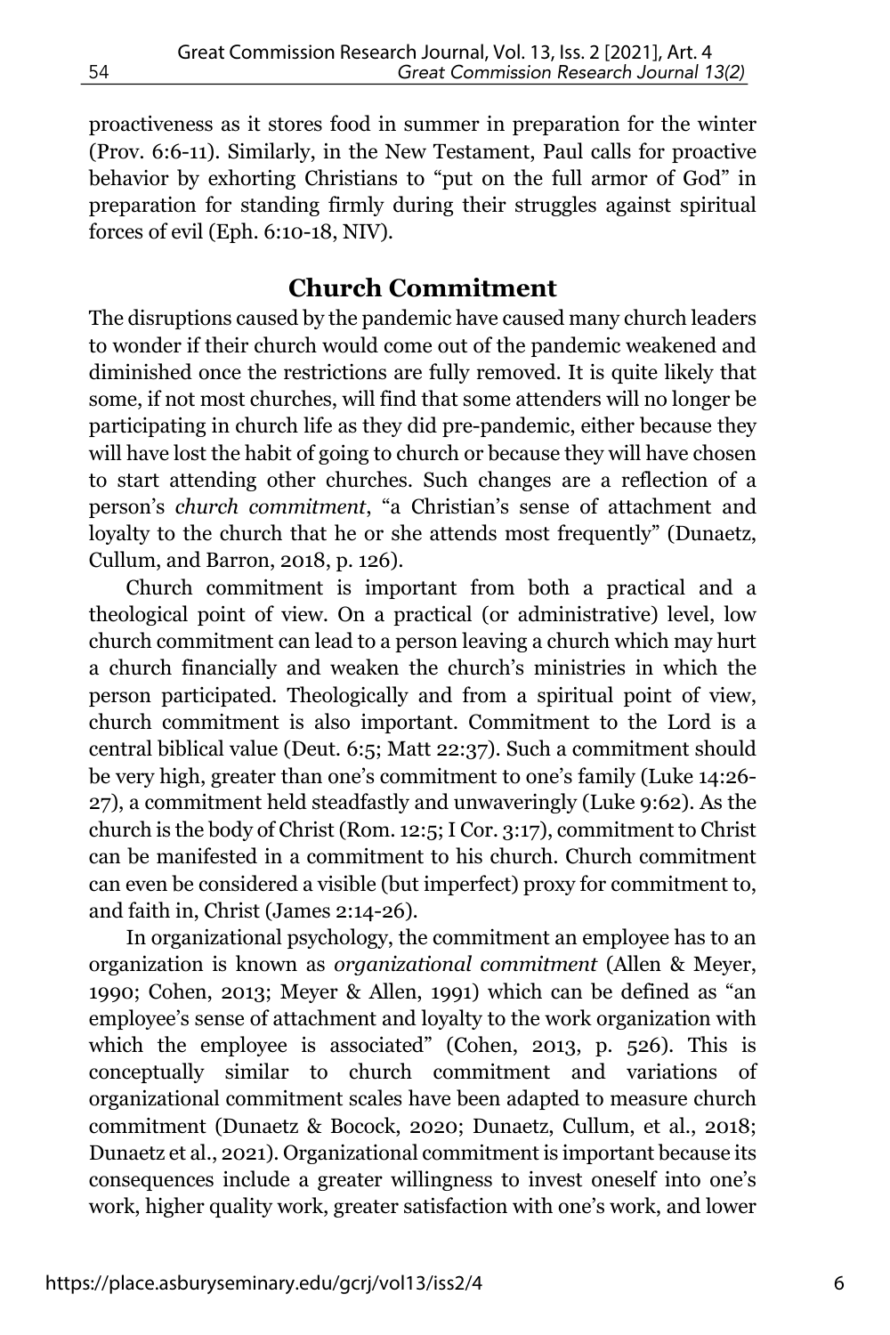proactiveness as it stores food in summer in preparation for the winter (Prov. 6:6-11). Similarly, in the New Testament, Paul calls for proactive behavior by exhorting Christians to "put on the full armor of God" in preparation for standing firmly during their struggles against spiritual forces of evil (Eph. 6:10-18, NIV).

## Church Commitment

The disruptions caused by the pandemic have caused many church leaders to wonder if their church would come out of the pandemic weakened and diminished once the restrictions are fully removed. It is quite likely that some, if not most churches, will find that some attenders will no longer be participating in church life as they did pre-pandemic, either because they will have lost the habit of going to church or because they will have chosen to start attending other churches. Such changes are a reflection of a person's *church commitment*, "a Christian's sense of attachment and loyalty to the church that he or she attends most frequently" (Dunaetz, Cullum, and Barron, 2018, p. 126).

Church commitment is important from both a practical and a theological point of view. On a practical (or administrative) level, low church commitment can lead to a person leaving a church which may hurt a church financially and weaken the church's ministries in which the person participated. Theologically and from a spiritual point of view, church commitment is also important. Commitment to the Lord is a central biblical value (Deut. 6:5; Matt 22:37). Such a commitment should be very high, greater than one's commitment to one's family (Luke 14:26-27), a commitment held steadfastly and unwaveringly (Luke 9:62). As the church is the body of Christ (Rom. 12:5; I Cor. 3:17), commitment to Christ can be manifested in a commitment to his church. Church commitment can even be considered a visible (but imperfect) proxy for commitment to, and faith in, Christ (James 2:14-26).

In organizational psychology, the commitment an employee has to an organization is known as *organizational commitment* (Allen & Meyer, 1990; Cohen, 2013; Meyer & Allen, 1991) which can be defined as "an employee's sense of attachment and loyalty to the work organization with which the employee is associated" (Cohen, 2013, p. 526). This is conceptually similar to church commitment and variations of organizational commitment scales have been adapted to measure church commitment (Dunaetz & Bocock, 2020; Dunaetz, Cullum, et al., 2018; Dunaetz et al., 2021). Organizational commitment is important because its consequences include a greater willingness to invest oneself into one's work, higher quality work, greater satisfaction with one's work, and lower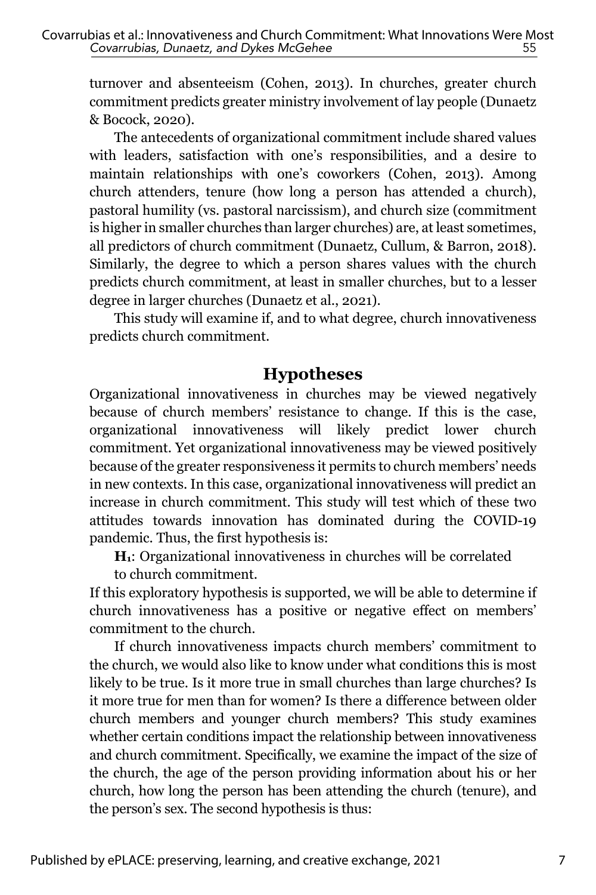turnover and absenteeism (Cohen, 2013). In churches, greater church commitment predicts greater ministry involvement of lay people (Dunaetz & Bocock, 2020).

The antecedents of organizational commitment include shared values with leaders, satisfaction with one's responsibilities, and a desire to maintain relationships with one's coworkers (Cohen, 2013). Among church attenders, tenure (how long a person has attended a church), pastoral humility (vs. pastoral narcissism), and church size (commitment is higher in smaller churches than larger churches) are, at least sometimes, all predictors of church commitment (Dunaetz, Cullum, & Barron, 2018). Similarly, the degree to which a person shares values with the church predicts church commitment, at least in smaller churches, but to a lesser degree in larger churches (Dunaetz et al., 2021).

This study will examine if, and to what degree, church innovativeness predicts church commitment.

## Hypotheses

Organizational innovativeness in churches may be viewed negatively because of church members' resistance to change. If this is the case, organizational innovativeness will likely predict lower church commitment. Yet organizational innovativeness may be viewed positively because of the greater responsiveness it permits to church members' needs in new contexts. In this case, organizational innovativeness will predict an increase in church commitment. This study will test which of these two attitudes towards innovation has dominated during the COVID-19 pandemic. Thus, the first hypothesis is:

**$H_1$**: Organizational innovativeness in churches will be correlated to church commitment.

If this exploratory hypothesis is supported, we will be able to determine if church innovativeness has a positive or negative effect on members' commitment to the church.

If church innovativeness impacts church members' commitment to the church, we would also like to know under what conditions this is most likely to be true. Is it more true in small churches than large churches? Is it more true for men than for women? Is there a difference between older church members and younger church members? This study examines whether certain conditions impact the relationship between innovativeness and church commitment. Specifically, we examine the impact of the size of the church, the age of the person providing information about his or her church, how long the person has been attending the church (tenure), and the person's sex. The second hypothesis is thus: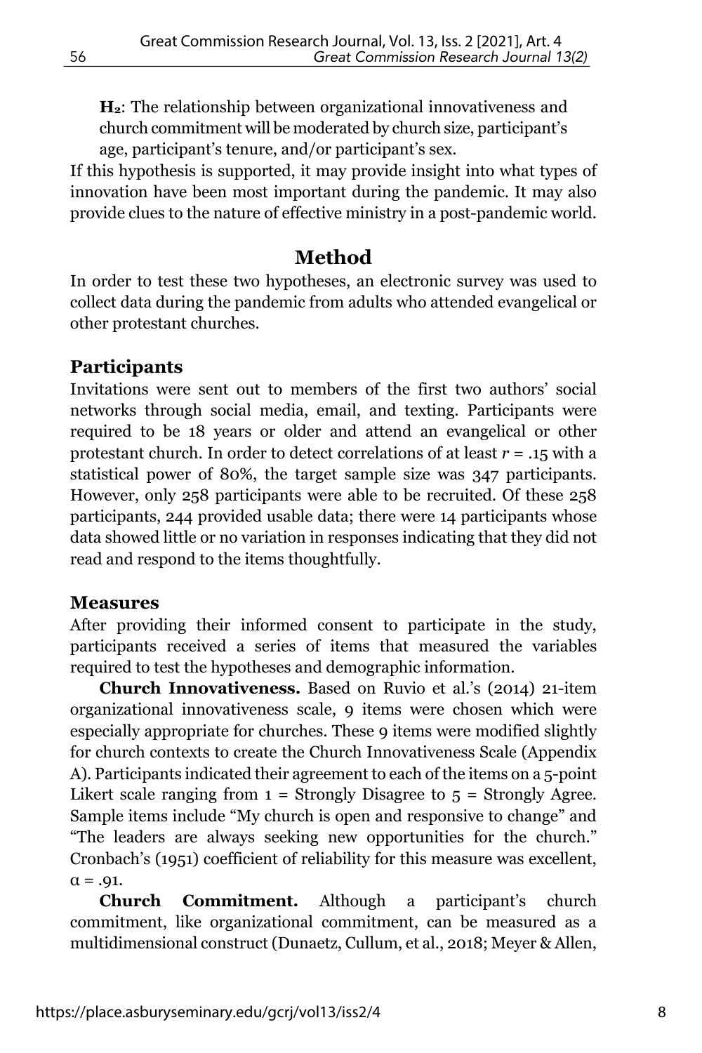**$H_2$**: The relationship between organizational innovativeness and church commitment will be moderated by church size, participant's age, participant's tenure, and/or participant's sex.

If this hypothesis is supported, it may provide insight into what types of innovation have been most important during the pandemic. It may also provide clues to the nature of effective ministry in a post-pandemic world.

## Method

In order to test these two hypotheses, an electronic survey was used to collect data during the pandemic from adults who attended evangelical or other protestant churches.

### Participants

Invitations were sent out to members of the first two authors' social networks through social media, email, and texting. Participants were required to be 18 years or older and attend an evangelical or other protestant church. In order to detect correlations of at least $r = .15$ with a statistical power of 80%, the target sample size was 347 participants. However, only 258 participants were able to be recruited. Of these 258 participants, 244 provided usable data; there were 14 participants whose data showed little or no variation in responses indicating that they did not read and respond to the items thoughtfully.

### Measures

After providing their informed consent to participate in the study, participants received a series of items that measured the variables required to test the hypotheses and demographic information.

**Church Innovativeness.** Based on Ruvio et al.'s (2014) 21-item organizational innovativeness scale, 9 items were chosen which were especially appropriate for churches. These 9 items were modified slightly for church contexts to create the Church Innovativeness Scale (Appendix A). Participants indicated their agreement to each of the items on a 5-point Likert scale ranging from 1 = Strongly Disagree to 5 = Strongly Agree. Sample items include "My church is open and responsive to change" and "The leaders are always seeking new opportunities for the church." Cronbach's (1951) coefficient of reliability for this measure was excellent, $\alpha = .91$.

**Church Commitment.** Although a participant's church commitment, like organizational commitment, can be measured as a multidimensional construct (Dunaetz, Cullum, et al., 2018; Meyer & Allen,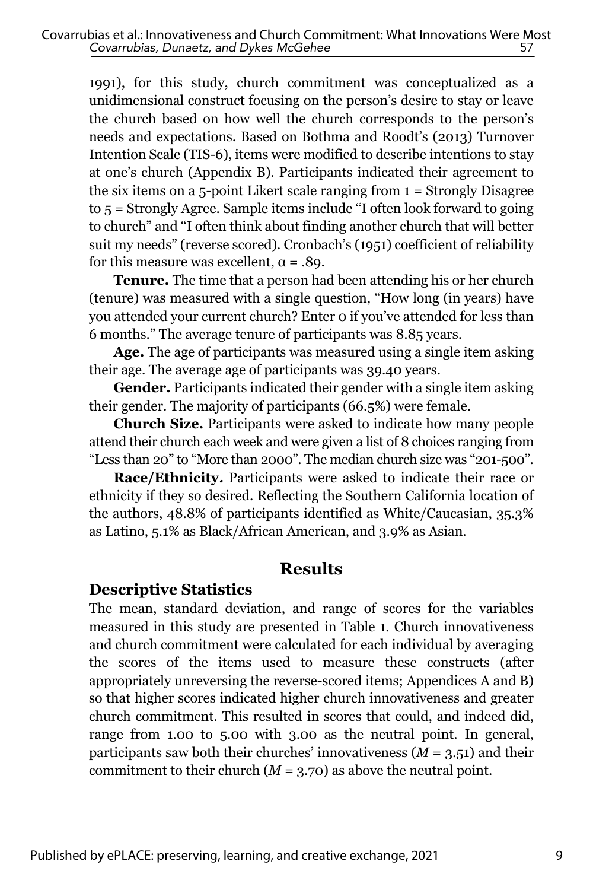1991), for this study, church commitment was conceptualized as a unidimensional construct focusing on the person's desire to stay or leave the church based on how well the church corresponds to the person's needs and expectations. Based on Bothma and Roodt's (2013) Turnover Intention Scale (TIS-6), items were modified to describe intentions to stay at one's church (Appendix B). Participants indicated their agreement to the six items on a 5-point Likert scale ranging from 1 = Strongly Disagree to 5 = Strongly Agree. Sample items include "I often look forward to going to church" and "I often think about finding another church that will better suit my needs" (reverse scored). Cronbach's (1951) coefficient of reliability for this measure was excellent, $\alpha = .89$.

**Tenure.** The time that a person had been attending his or her church (tenure) was measured with a single question, "How long (in years) have you attended your current church? Enter 0 if you've attended for less than 6 months." The average tenure of participants was 8.85 years.

**Age.** The age of participants was measured using a single item asking their age. The average age of participants was 39.40 years.

**Gender.** Participants indicated their gender with a single item asking their gender. The majority of participants (66.5%) were female.

**Church Size.** Participants were asked to indicate how many people attend their church each week and were given a list of 8 choices ranging from "Less than 20" to "More than 2000". The median church size was "201-500".

**Race/Ethnicity.** Participants were asked to indicate their race or ethnicity if they so desired. Reflecting the Southern California location of the authors, 48.8% of participants identified as White/Caucasian, 35.3% as Latino, 5.1% as Black/African American, and 3.9% as Asian.

## Results

### Descriptive Statistics

The mean, standard deviation, and range of scores for the variables measured in this study are presented in Table 1. Church innovativeness and church commitment were calculated for each individual by averaging the scores of the items used to measure these constructs (after appropriately unreversing the reverse-scored items; Appendices A and B) so that higher scores indicated higher church innovativeness and greater church commitment. This resulted in scores that could, and indeed did, range from 1.00 to 5.00 with 3.00 as the neutral point. In general, participants saw both their churches' innovativeness ($M = 3.51$) and their commitment to their church ($M = 3.70$) as above the neutral point.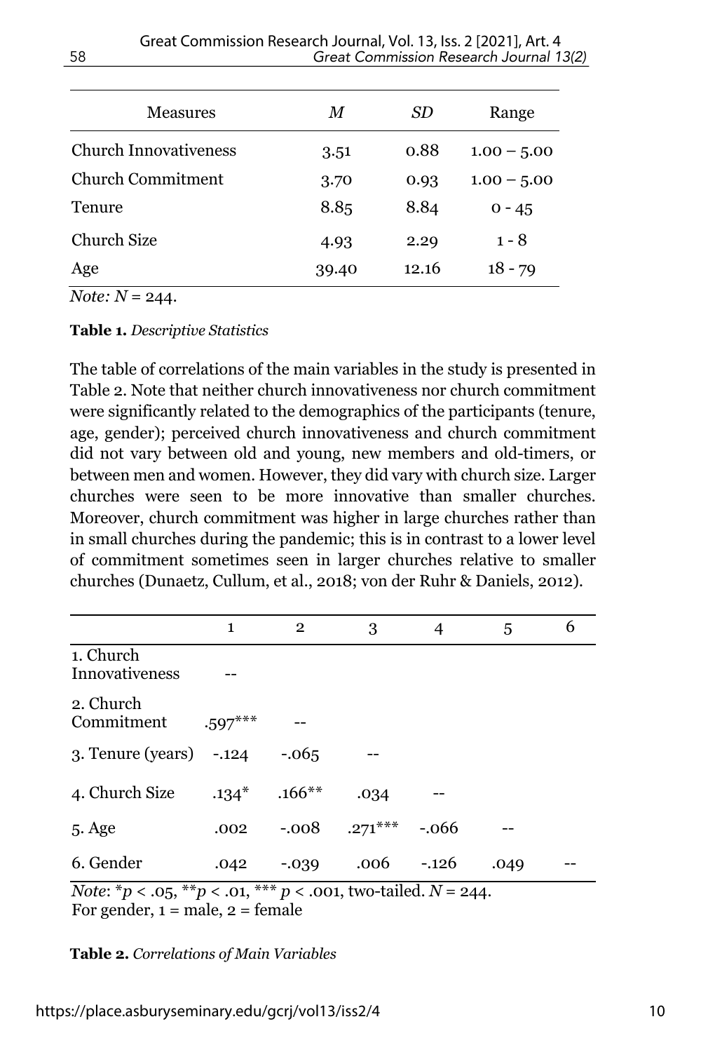| Measures | *M* | *SD* | Range |
|---|---|---|---|
| Church Innovativeness | 3.51 | 0.88 | 1.00 – 5.00 |
| Church Commitment | 3.70 | 0.93 | 1.00 – 5.00 |
| Tenure | 8.85 | 8.84 | 0 - 45 |
| Church Size | 4.93 | 2.29 | 1 - 8 |
| Age | 39.40 | 12.16 | 18 - 79 |

*Note:* $N$ = 244.

**Table 1.** *Descriptive Statistics*

The table of correlations of the main variables in the study is presented in Table 2. Note that neither church innovativeness nor church commitment were significantly related to the demographics of the participants (tenure, age, gender); perceived church innovativeness and church commitment did not vary between old and young, new members and old-timers, or between men and women. However, they did vary with church size. Larger churches were seen to be more innovative than smaller churches. Moreover, church commitment was higher in large churches rather than in small churches during the pandemic; this is in contrast to a lower level of commitment sometimes seen in larger churches relative to smaller churches (Dunaetz, Cullum, et al., 2018; von der Ruhr & Daniels, 2012).

| | 1 | 2 | 3 | 4 | 5 | 6 |
|---|---|---|---|---|---|---|
| 1. Church Innovativeness | -- | | | | | |
| 2. Church Commitment | .597*** | -- | | | | |
| 3. Tenure (years) | -.124 | -.065 | -- | | | |
| 4. Church Size | .134* | .166** | .034 | -- | | |
| 5. Age | .002 | -.008 | .271*** | -.066 | -- | |
| 6. Gender | .042 | -.039 | .006 | -.126 | .049 | -- |

*Note*: *$p < .05$, **$p < .01$, *** $p < .001$, two-tailed. $N$ = 244.
For gender, 1 = male, 2 = female

**Table 2.** *Correlations of Main Variables*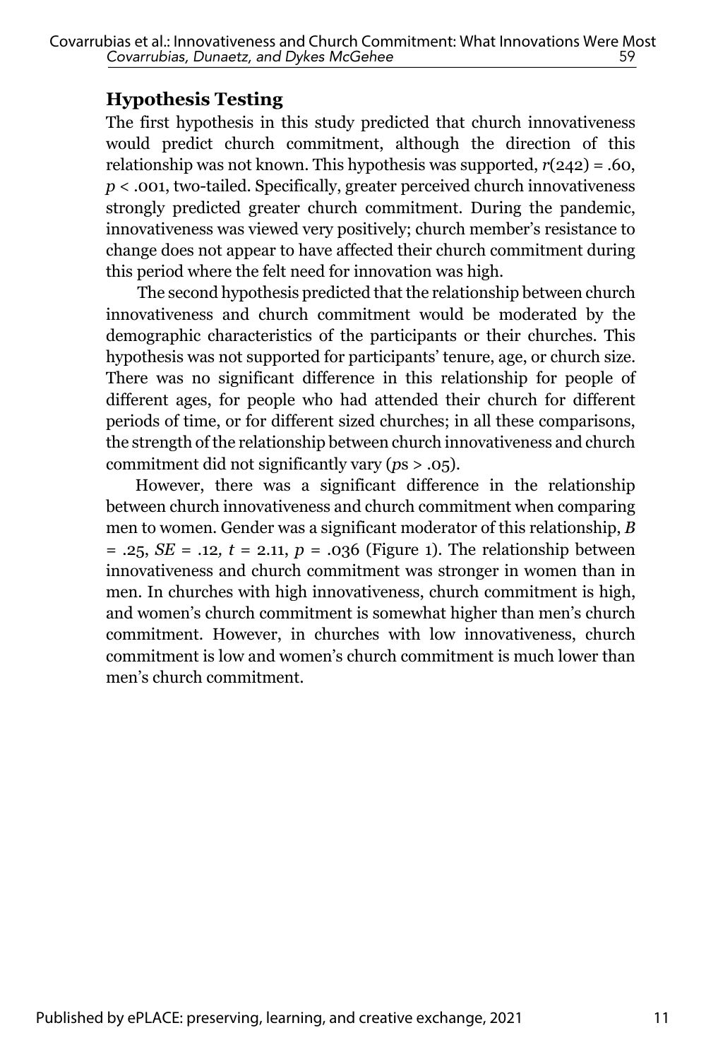### Hypothesis Testing

The first hypothesis in this study predicted that church innovativeness would predict church commitment, although the direction of this relationship was not known. This hypothesis was supported, $r(242) = .60$, $p < .001$, two-tailed. Specifically, greater perceived church innovativeness strongly predicted greater church commitment. During the pandemic, innovativeness was viewed very positively; church member's resistance to change does not appear to have affected their church commitment during this period where the felt need for innovation was high.

The second hypothesis predicted that the relationship between church innovativeness and church commitment would be moderated by the demographic characteristics of the participants or their churches. This hypothesis was not supported for participants' tenure, age, or church size. There was no significant difference in this relationship for people of different ages, for people who had attended their church for different periods of time, or for different sized churches; in all these comparisons, the strength of the relationship between church innovativeness and church commitment did not significantly vary ($p$s $> .05$).

However, there was a significant difference in the relationship between church innovativeness and church commitment when comparing men to women. Gender was a significant moderator of this relationship, $B = .25$, $SE = .12$, $t = 2.11$, $p = .036$ (Figure 1). The relationship between innovativeness and church commitment was stronger in women than in men. In churches with high innovativeness, church commitment is high, and women's church commitment is somewhat higher than men's church commitment. However, in churches with low innovativeness, church commitment is low and women's church commitment is much lower than men's church commitment.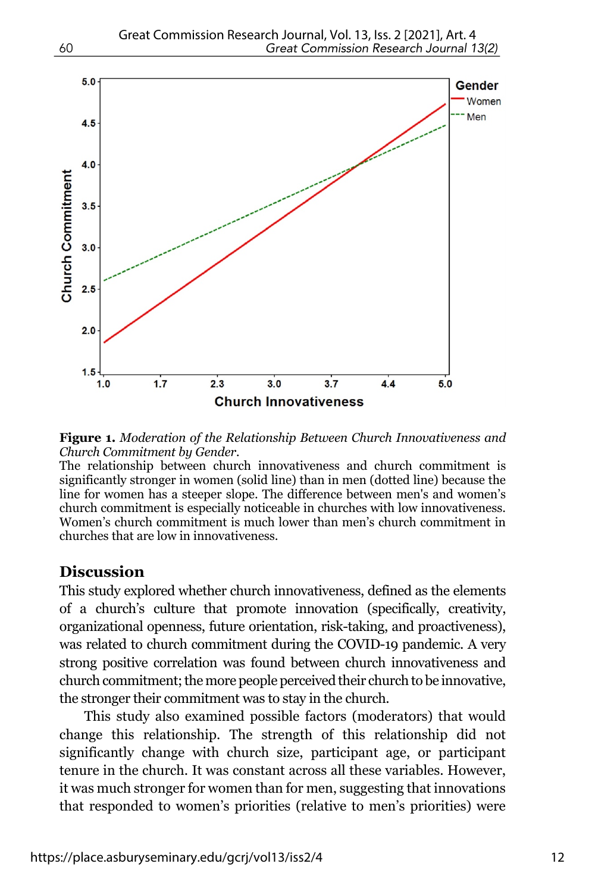**Figure 1.** *Moderation of the Relationship Between Church Innovativeness and Church Commitment by Gender.*
The relationship between church innovativeness and church commitment is significantly stronger in women (solid line) than in men (dotted line) because the line for women has a steeper slope. The difference between men's and women's church commitment is especially noticeable in churches with low innovativeness. Women's church commitment is much lower than men's church commitment in churches that are low in innovativeness.

## Discussion

This study explored whether church innovativeness, defined as the elements of a church's culture that promote innovation (specifically, creativity, organizational openness, future orientation, risk-taking, and proactiveness), was related to church commitment during the COVID-19 pandemic. A very strong positive correlation was found between church innovativeness and church commitment; the more people perceived their church to be innovative, the stronger their commitment was to stay in the church.

This study also examined possible factors (moderators) that would change this relationship. The strength of this relationship did not significantly change with church size, participant age, or participant tenure in the church. It was constant across all these variables. However, it was much stronger for women than for men, suggesting that innovations that responded to women's priorities (relative to men's priorities) were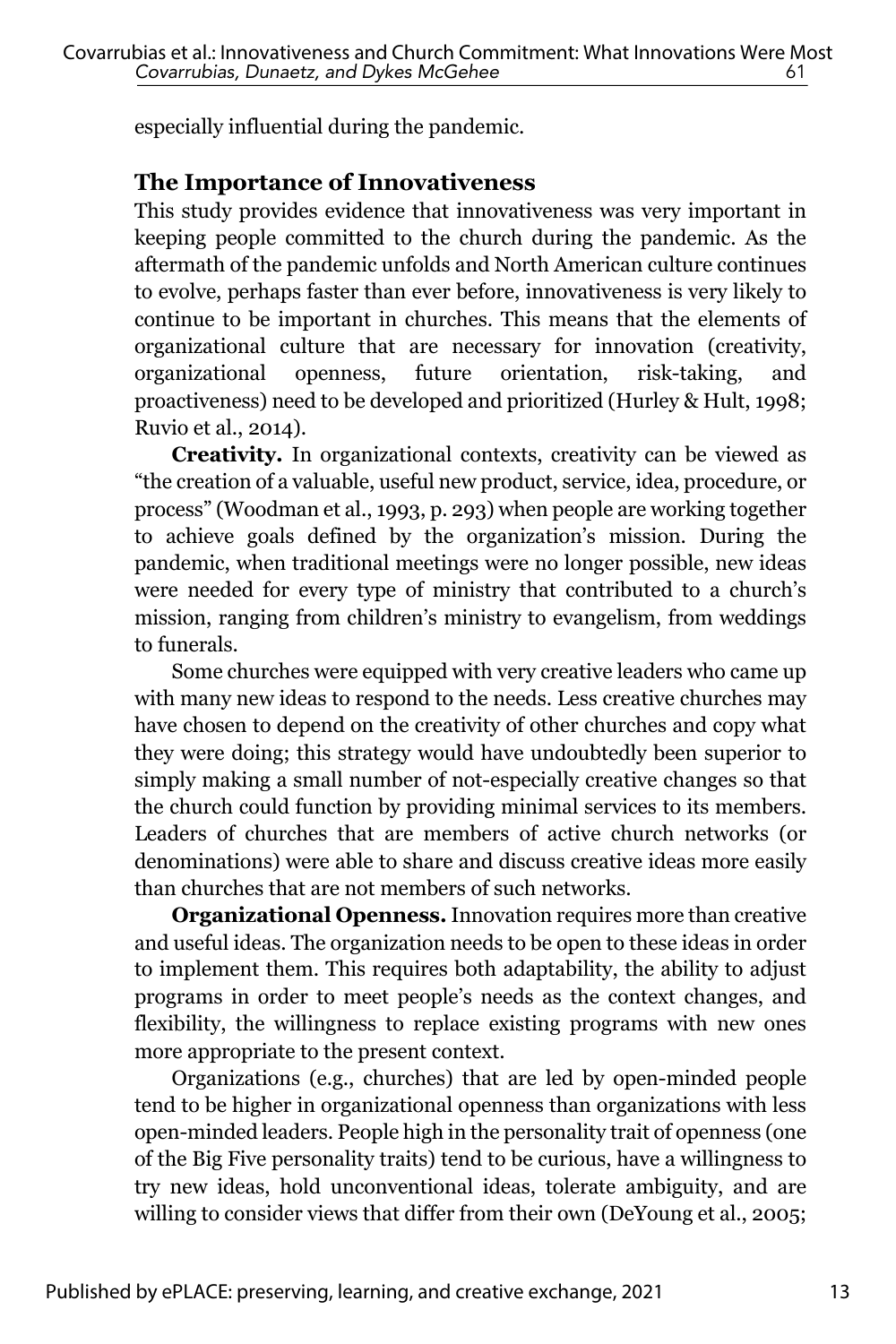especially influential during the pandemic.

## The Importance of Innovativeness

This study provides evidence that innovativeness was very important in keeping people committed to the church during the pandemic. As the aftermath of the pandemic unfolds and North American culture continues to evolve, perhaps faster than ever before, innovativeness is very likely to continue to be important in churches. This means that the elements of organizational culture that are necessary for innovation (creativity, organizational openness, future orientation, risk-taking, and proactiveness) need to be developed and prioritized (Hurley & Hult, 1998; Ruvio et al., 2014).

**Creativity.** In organizational contexts, creativity can be viewed as "the creation of a valuable, useful new product, service, idea, procedure, or process" (Woodman et al., 1993, p. 293) when people are working together to achieve goals defined by the organization's mission. During the pandemic, when traditional meetings were no longer possible, new ideas were needed for every type of ministry that contributed to a church's mission, ranging from children's ministry to evangelism, from weddings to funerals.

Some churches were equipped with very creative leaders who came up with many new ideas to respond to the needs. Less creative churches may have chosen to depend on the creativity of other churches and copy what they were doing; this strategy would have undoubtedly been superior to simply making a small number of not-especially creative changes so that the church could function by providing minimal services to its members. Leaders of churches that are members of active church networks (or denominations) were able to share and discuss creative ideas more easily than churches that are not members of such networks.

**Organizational Openness.** Innovation requires more than creative and useful ideas. The organization needs to be open to these ideas in order to implement them. This requires both adaptability, the ability to adjust programs in order to meet people's needs as the context changes, and flexibility, the willingness to replace existing programs with new ones more appropriate to the present context.

Organizations (e.g., churches) that are led by open-minded people tend to be higher in organizational openness than organizations with less open-minded leaders. People high in the personality trait of openness (one of the Big Five personality traits) tend to be curious, have a willingness to try new ideas, hold unconventional ideas, tolerate ambiguity, and are willing to consider views that differ from their own (DeYoung et al., 2005;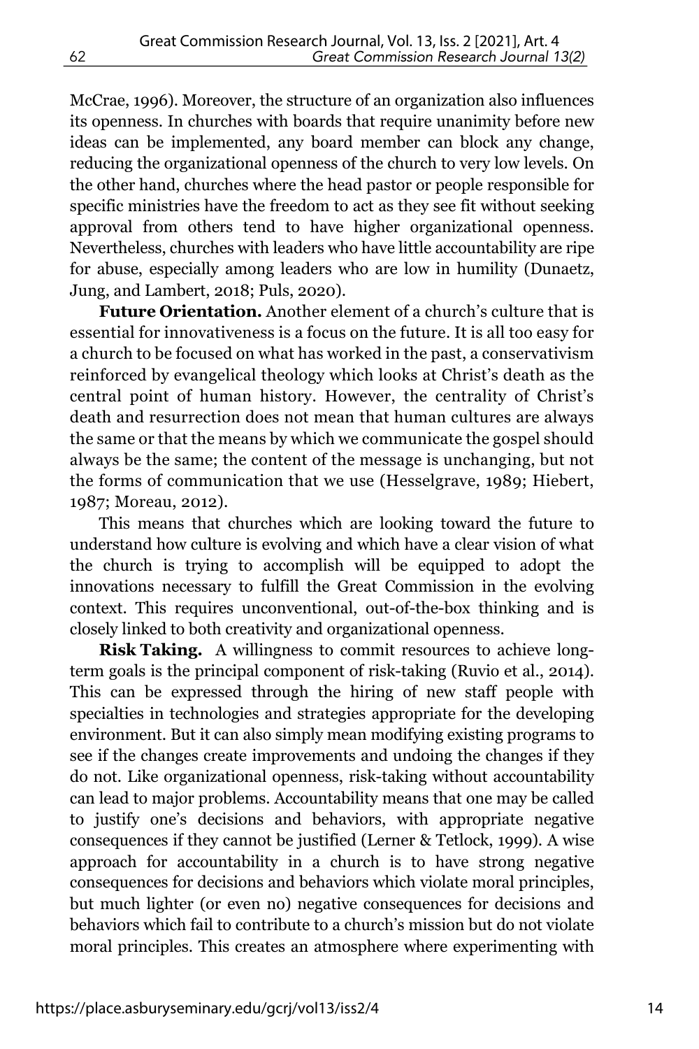McCrae, 1996). Moreover, the structure of an organization also influences its openness. In churches with boards that require unanimity before new ideas can be implemented, any board member can block any change, reducing the organizational openness of the church to very low levels. On the other hand, churches where the head pastor or people responsible for specific ministries have the freedom to act as they see fit without seeking approval from others tend to have higher organizational openness. Nevertheless, churches with leaders who have little accountability are ripe for abuse, especially among leaders who are low in humility (Dunaetz, Jung, and Lambert, 2018; Puls, 2020).

**Future Orientation.** Another element of a church's culture that is essential for innovativeness is a focus on the future. It is all too easy for a church to be focused on what has worked in the past, a conservativism reinforced by evangelical theology which looks at Christ's death as the central point of human history. However, the centrality of Christ's death and resurrection does not mean that human cultures are always the same or that the means by which we communicate the gospel should always be the same; the content of the message is unchanging, but not the forms of communication that we use (Hesselgrave, 1989; Hiebert, 1987; Moreau, 2012).

This means that churches which are looking toward the future to understand how culture is evolving and which have a clear vision of what the church is trying to accomplish will be equipped to adopt the innovations necessary to fulfill the Great Commission in the evolving context. This requires unconventional, out-of-the-box thinking and is closely linked to both creativity and organizational openness.

**Risk Taking.** A willingness to commit resources to achieve long-term goals is the principal component of risk-taking (Ruvio et al., 2014). This can be expressed through the hiring of new staff people with specialties in technologies and strategies appropriate for the developing environment. But it can also simply mean modifying existing programs to see if the changes create improvements and undoing the changes if they do not. Like organizational openness, risk-taking without accountability can lead to major problems. Accountability means that one may be called to justify one's decisions and behaviors, with appropriate negative consequences if they cannot be justified (Lerner & Tetlock, 1999). A wise approach for accountability in a church is to have strong negative consequences for decisions and behaviors which violate moral principles, but much lighter (or even no) negative consequences for decisions and behaviors which fail to contribute to a church's mission but do not violate moral principles. This creates an atmosphere where experimenting with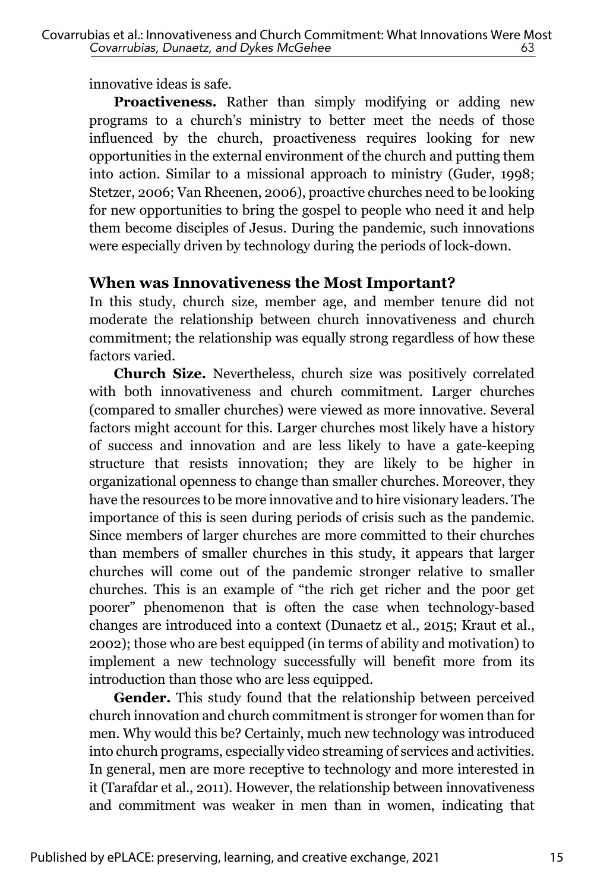innovative ideas is safe.

**Proactiveness.** Rather than simply modifying or adding new programs to a church's ministry to better meet the needs of those influenced by the church, proactiveness requires looking for new opportunities in the external environment of the church and putting them into action. Similar to a missional approach to ministry (Guder, 1998; Stetzer, 2006; Van Rheenen, 2006), proactive churches need to be looking for new opportunities to bring the gospel to people who need it and help them become disciples of Jesus. During the pandemic, such innovations were especially driven by technology during the periods of lock-down.

### When was Innovativeness the Most Important?

In this study, church size, member age, and member tenure did not moderate the relationship between church innovativeness and church commitment; the relationship was equally strong regardless of how these factors varied.

**Church Size.** Nevertheless, church size was positively correlated with both innovativeness and church commitment. Larger churches (compared to smaller churches) were viewed as more innovative. Several factors might account for this. Larger churches most likely have a history of success and innovation and are less likely to have a gate-keeping structure that resists innovation; they are likely to be higher in organizational openness to change than smaller churches. Moreover, they have the resources to be more innovative and to hire visionary leaders. The importance of this is seen during periods of crisis such as the pandemic. Since members of larger churches are more committed to their churches than members of smaller churches in this study, it appears that larger churches will come out of the pandemic stronger relative to smaller churches. This is an example of "the rich get richer and the poor get poorer" phenomenon that is often the case when technology-based changes are introduced into a context (Dunaetz et al., 2015; Kraut et al., 2002); those who are best equipped (in terms of ability and motivation) to implement a new technology successfully will benefit more from its introduction than those who are less equipped.

**Gender.** This study found that the relationship between perceived church innovation and church commitment is stronger for women than for men. Why would this be? Certainly, much new technology was introduced into church programs, especially video streaming of services and activities. In general, men are more receptive to technology and more interested in it (Tarafdar et al., 2011). However, the relationship between innovativeness and commitment was weaker in men than in women, indicating that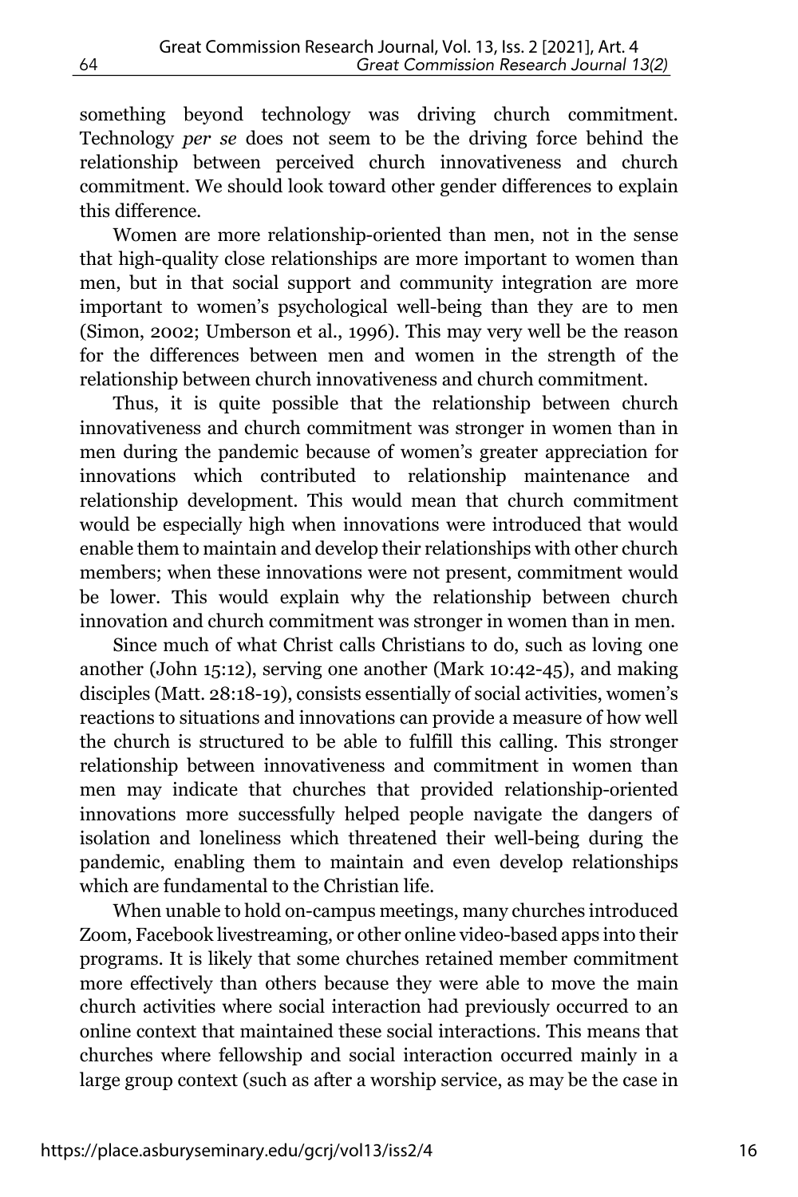something beyond technology was driving church commitment. Technology *per se* does not seem to be the driving force behind the relationship between perceived church innovativeness and church commitment. We should look toward other gender differences to explain this difference.

Women are more relationship-oriented than men, not in the sense that high-quality close relationships are more important to women than men, but in that social support and community integration are more important to women's psychological well-being than they are to men (Simon, 2002; Umberson et al., 1996). This may very well be the reason for the differences between men and women in the strength of the relationship between church innovativeness and church commitment.

Thus, it is quite possible that the relationship between church innovativeness and church commitment was stronger in women than in men during the pandemic because of women's greater appreciation for innovations which contributed to relationship maintenance and relationship development. This would mean that church commitment would be especially high when innovations were introduced that would enable them to maintain and develop their relationships with other church members; when these innovations were not present, commitment would be lower. This would explain why the relationship between church innovation and church commitment was stronger in women than in men.

Since much of what Christ calls Christians to do, such as loving one another (John 15:12), serving one another (Mark 10:42-45), and making disciples (Matt. 28:18-19), consists essentially of social activities, women's reactions to situations and innovations can provide a measure of how well the church is structured to be able to fulfill this calling. This stronger relationship between innovativeness and commitment in women than men may indicate that churches that provided relationship-oriented innovations more successfully helped people navigate the dangers of isolation and loneliness which threatened their well-being during the pandemic, enabling them to maintain and even develop relationships which are fundamental to the Christian life.

When unable to hold on-campus meetings, many churches introduced Zoom, Facebook livestreaming, or other online video-based apps into their programs. It is likely that some churches retained member commitment more effectively than others because they were able to move the main church activities where social interaction had previously occurred to an online context that maintained these social interactions. This means that churches where fellowship and social interaction occurred mainly in a large group context (such as after a worship service, as may be the case in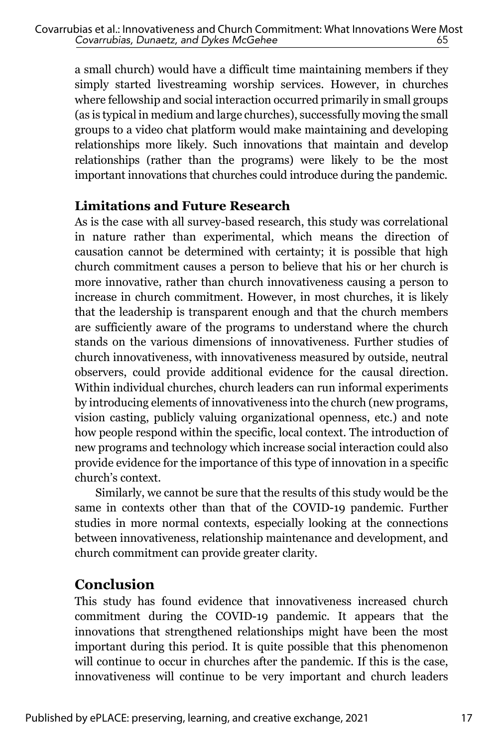a small church) would have a difficult time maintaining members if they simply started livestreaming worship services. However, in churches where fellowship and social interaction occurred primarily in small groups (as is typical in medium and large churches), successfully moving the small groups to a video chat platform would make maintaining and developing relationships more likely. Such innovations that maintain and develop relationships (rather than the programs) were likely to be the most important innovations that churches could introduce during the pandemic.

### Limitations and Future Research

As is the case with all survey-based research, this study was correlational in nature rather than experimental, which means the direction of causation cannot be determined with certainty; it is possible that high church commitment causes a person to believe that his or her church is more innovative, rather than church innovativeness causing a person to increase in church commitment. However, in most churches, it is likely that the leadership is transparent enough and that the church members are sufficiently aware of the programs to understand where the church stands on the various dimensions of innovativeness. Further studies of church innovativeness, with innovativeness measured by outside, neutral observers, could provide additional evidence for the causal direction. Within individual churches, church leaders can run informal experiments by introducing elements of innovativeness into the church (new programs, vision casting, publicly valuing organizational openness, etc.) and note how people respond within the specific, local context. The introduction of new programs and technology which increase social interaction could also provide evidence for the importance of this type of innovation in a specific church's context.

Similarly, we cannot be sure that the results of this study would be the same in contexts other than that of the COVID-19 pandemic. Further studies in more normal contexts, especially looking at the connections between innovativeness, relationship maintenance and development, and church commitment can provide greater clarity.

## Conclusion

This study has found evidence that innovativeness increased church commitment during the COVID-19 pandemic. It appears that the innovations that strengthened relationships might have been the most important during this period. It is quite possible that this phenomenon will continue to occur in churches after the pandemic. If this is the case, innovativeness will continue to be very important and church leaders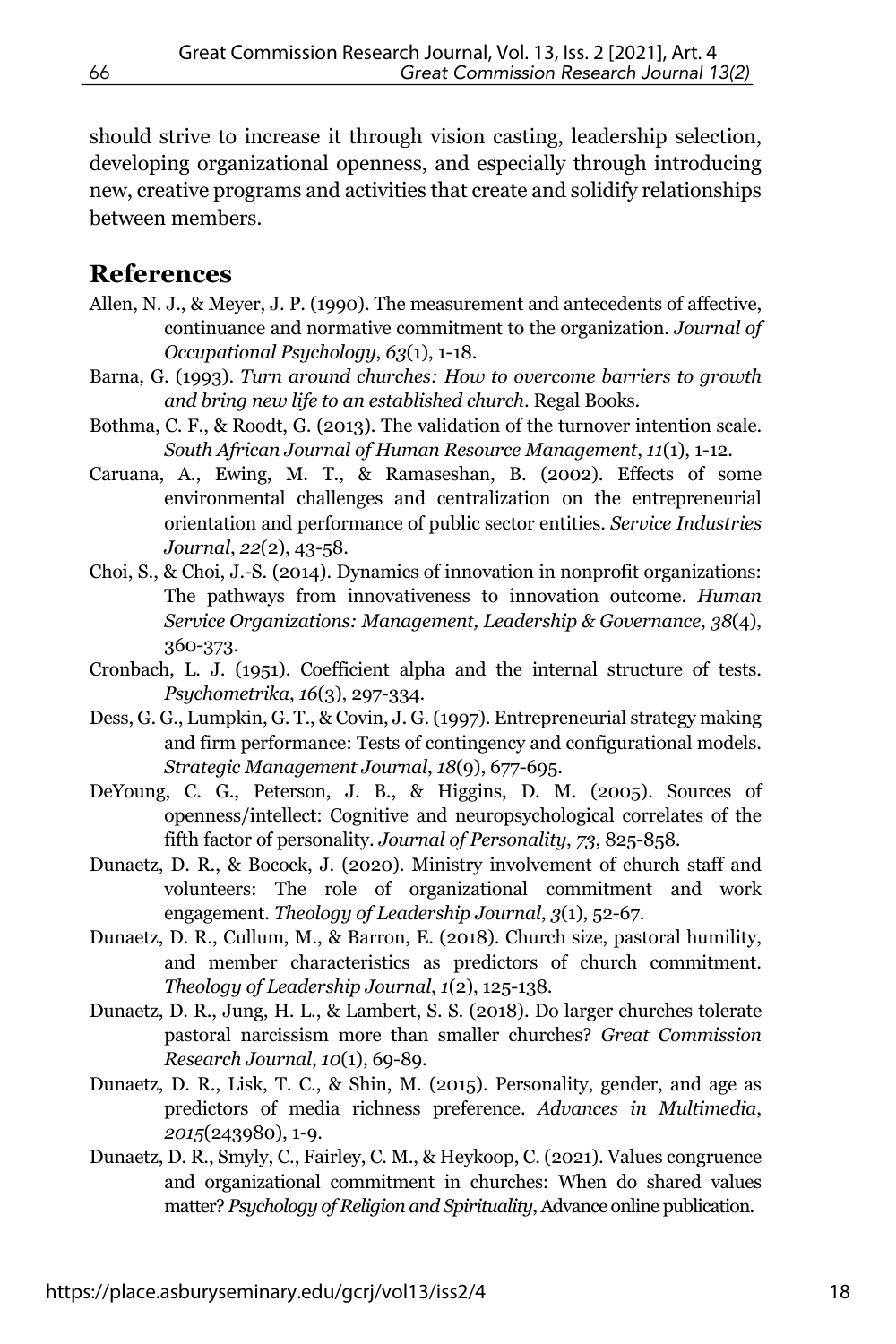should strive to increase it through vision casting, leadership selection, developing organizational openness, and especially through introducing new, creative programs and activities that create and solidify relationships between members.

## References

Allen, N. J., & Meyer, J. P. (1990). The measurement and antecedents of affective, continuance and normative commitment to the organization. *Journal of Occupational Psychology*, *63*(1), 1-18.

Barna, G. (1993). *Turn around churches: How to overcome barriers to growth and bring new life to an established church*. Regal Books.

Bothma, C. F., & Roodt, G. (2013). The validation of the turnover intention scale. *South African Journal of Human Resource Management*, *11*(1), 1-12.

Caruana, A., Ewing, M. T., & Ramaseshan, B. (2002). Effects of some environmental challenges and centralization on the entrepreneurial orientation and performance of public sector entities. *Service Industries Journal*, *22*(2), 43-58.

Choi, S., & Choi, J.-S. (2014). Dynamics of innovation in nonprofit organizations: The pathways from innovativeness to innovation outcome. *Human Service Organizations: Management, Leadership & Governance*, *38*(4), 360-373.

Cronbach, L. J. (1951). Coefficient alpha and the internal structure of tests. *Psychometrika*, *16*(3), 297-334.

Dess, G. G., Lumpkin, G. T., & Covin, J. G. (1997). Entrepreneurial strategy making and firm performance: Tests of contingency and configurational models. *Strategic Management Journal*, *18*(9), 677-695.

DeYoung, C. G., Peterson, J. B., & Higgins, D. M. (2005). Sources of openness/intellect: Cognitive and neuropsychological correlates of the fifth factor of personality. *Journal of Personality*, *73*, 825-858.

Dunaetz, D. R., & Bocock, J. (2020). Ministry involvement of church staff and volunteers: The role of organizational commitment and work engagement. *Theology of Leadership Journal*, *3*(1), 52-67.

Dunaetz, D. R., Cullum, M., & Barron, E. (2018). Church size, pastoral humility, and member characteristics as predictors of church commitment. *Theology of Leadership Journal*, *1*(2), 125-138.

Dunaetz, D. R., Jung, H. L., & Lambert, S. S. (2018). Do larger churches tolerate pastoral narcissism more than smaller churches? *Great Commission Research Journal*, *10*(1), 69-89.

Dunaetz, D. R., Lisk, T. C., & Shin, M. (2015). Personality, gender, and age as predictors of media richness preference. *Advances in Multimedia*, *2015*(243980), 1-9.

Dunaetz, D. R., Smyly, C., Fairley, C. M., & Heykoop, C. (2021). Values congruence and organizational commitment in churches: When do shared values matter? *Psychology of Religion and Spirituality*, Advance online publication.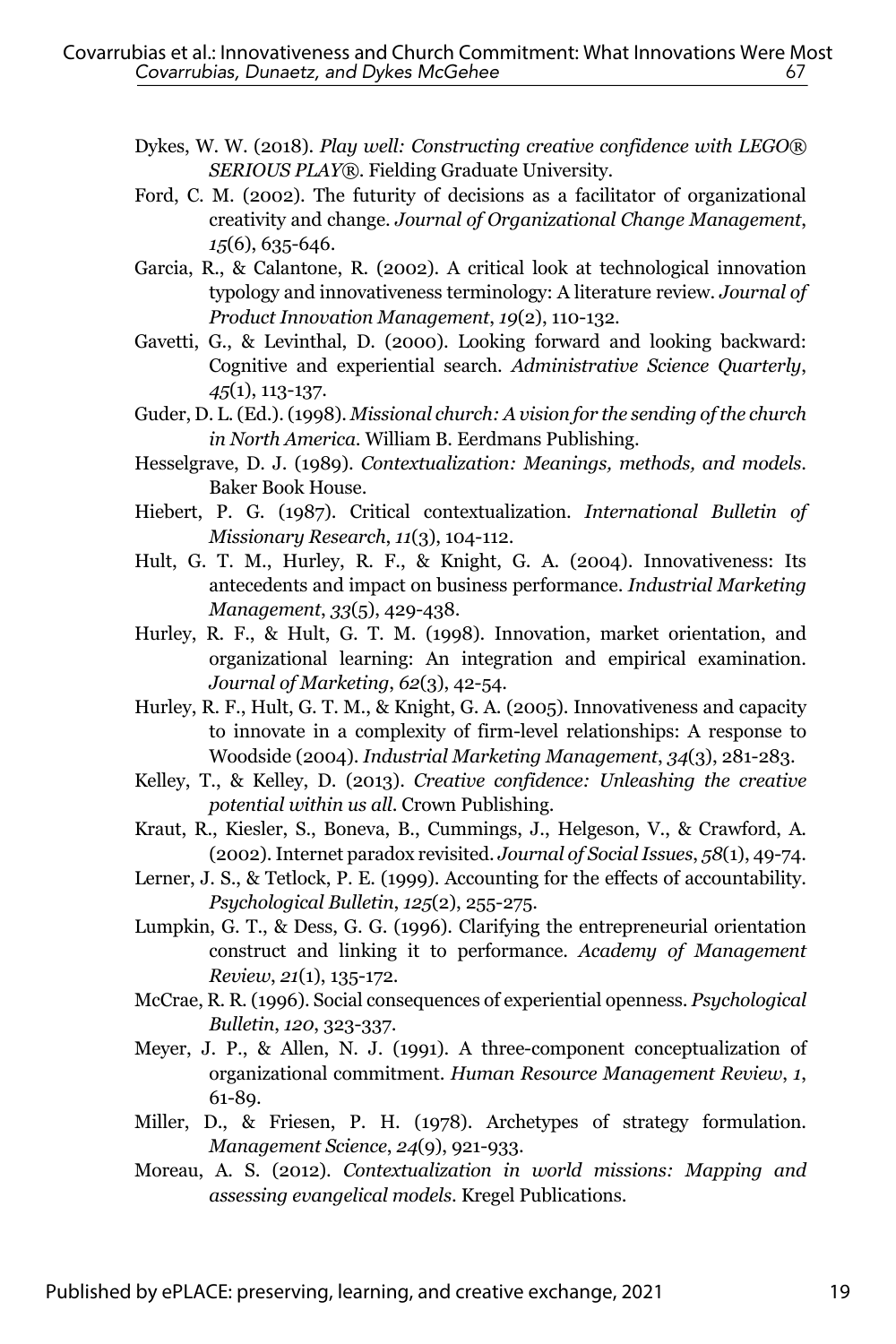Dykes, W. W. (2018). *Play well: Constructing creative confidence with LEGO® SERIOUS PLAY®*. Fielding Graduate University.

Ford, C. M. (2002). The futurity of decisions as a facilitator of organizational creativity and change. *Journal of Organizational Change Management*, *15*(6), 635-646.

Garcia, R., & Calantone, R. (2002). A critical look at technological innovation typology and innovativeness terminology: A literature review. *Journal of Product Innovation Management*, *19*(2), 110-132.

Gavetti, G., & Levinthal, D. (2000). Looking forward and looking backward: Cognitive and experiential search. *Administrative Science Quarterly*, *45*(1), 113-137.

Guder, D. L. (Ed.). (1998). *Missional church: A vision for the sending of the church in North America*. William B. Eerdmans Publishing.

Hesselgrave, D. J. (1989). *Contextualization: Meanings, methods, and models*. Baker Book House.

Hiebert, P. G. (1987). Critical contextualization. *International Bulletin of Missionary Research*, *11*(3), 104-112.

Hult, G. T. M., Hurley, R. F., & Knight, G. A. (2004). Innovativeness: Its antecedents and impact on business performance. *Industrial Marketing Management*, *33*(5), 429-438.

Hurley, R. F., & Hult, G. T. M. (1998). Innovation, market orientation, and organizational learning: An integration and empirical examination. *Journal of Marketing*, *62*(3), 42-54.

Hurley, R. F., Hult, G. T. M., & Knight, G. A. (2005). Innovativeness and capacity to innovate in a complexity of firm-level relationships: A response to Woodside (2004). *Industrial Marketing Management*, *34*(3), 281-283.

Kelley, T., & Kelley, D. (2013). *Creative confidence: Unleashing the creative potential within us all*. Crown Publishing.

Kraut, R., Kiesler, S., Boneva, B., Cummings, J., Helgeson, V., & Crawford, A. (2002). Internet paradox revisited. *Journal of Social Issues*, *58*(1), 49-74.

Lerner, J. S., & Tetlock, P. E. (1999). Accounting for the effects of accountability. *Psychological Bulletin*, *125*(2), 255-275.

Lumpkin, G. T., & Dess, G. G. (1996). Clarifying the entrepreneurial orientation construct and linking it to performance. *Academy of Management Review*, *21*(1), 135-172.

McCrae, R. R. (1996). Social consequences of experiential openness. *Psychological Bulletin*, *120*, 323-337.

Meyer, J. P., & Allen, N. J. (1991). A three-component conceptualization of organizational commitment. *Human Resource Management Review*, *1*, 61-89.

Miller, D., & Friesen, P. H. (1978). Archetypes of strategy formulation. *Management Science*, *24*(9), 921-933.

Moreau, A. S. (2012). *Contextualization in world missions: Mapping and assessing evangelical models*. Kregel Publications.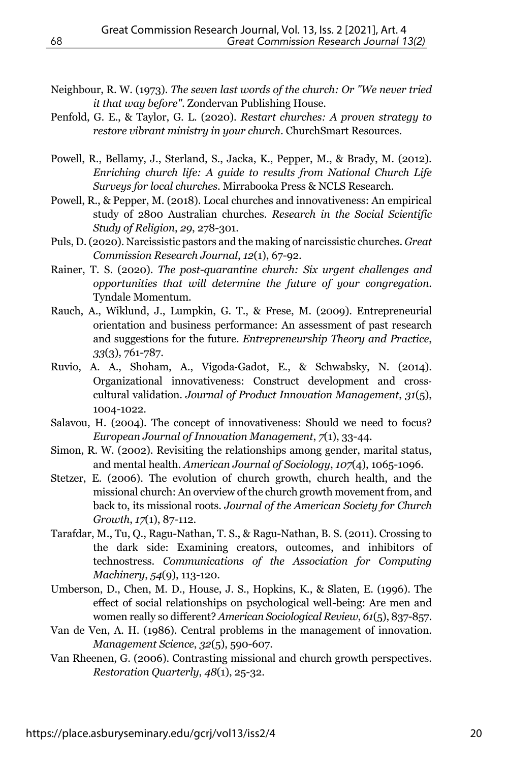Neighbour, R. W. (1973). *The seven last words of the church: Or "We never tried it that way before"*. Zondervan Publishing House.

Penfold, G. E., & Taylor, G. L. (2020). *Restart churches: A proven strategy to restore vibrant ministry in your church*. ChurchSmart Resources.

Powell, R., Bellamy, J., Sterland, S., Jacka, K., Pepper, M., & Brady, M. (2012). *Enriching church life: A guide to results from National Church Life Surveys for local churches*. Mirrabooka Press & NCLS Research.

Powell, R., & Pepper, M. (2018). Local churches and innovativeness: An empirical study of 2800 Australian churches. *Research in the Social Scientific Study of Religion*, *29*, 278-301.

Puls, D. (2020). Narcissistic pastors and the making of narcissistic churches. *Great Commission Research Journal*, *12*(1), 67-92.

Rainer, T. S. (2020). *The post-quarantine church: Six urgent challenges and opportunities that will determine the future of your congregation*. Tyndale Momentum.

Rauch, A., Wiklund, J., Lumpkin, G. T., & Frese, M. (2009). Entrepreneurial orientation and business performance: An assessment of past research and suggestions for the future. *Entrepreneurship Theory and Practice*, *33*(3), 761-787.

Ruvio, A. A., Shoham, A., Vigoda-Gadot, E., & Schwabsky, N. (2014). Organizational innovativeness: Construct development and cross-cultural validation. *Journal of Product Innovation Management*, *31*(5), 1004-1022.

Salavou, H. (2004). The concept of innovativeness: Should we need to focus? *European Journal of Innovation Management*, *7*(1), 33-44.

Simon, R. W. (2002). Revisiting the relationships among gender, marital status, and mental health. *American Journal of Sociology*, *107*(4), 1065-1096.

Stetzer, E. (2006). The evolution of church growth, church health, and the missional church: An overview of the church growth movement from, and back to, its missional roots. *Journal of the American Society for Church Growth*, *17*(1), 87-112.

Tarafdar, M., Tu, Q., Ragu-Nathan, T. S., & Ragu-Nathan, B. S. (2011). Crossing to the dark side: Examining creators, outcomes, and inhibitors of technostress. *Communications of the Association for Computing Machinery*, *54*(9), 113-120.

Umberson, D., Chen, M. D., House, J. S., Hopkins, K., & Slaten, E. (1996). The effect of social relationships on psychological well-being: Are men and women really so different? *American Sociological Review*, *61*(5), 837-857.

Van de Ven, A. H. (1986). Central problems in the management of innovation. *Management Science*, *32*(5), 590-607.

Van Rheenen, G. (2006). Contrasting missional and church growth perspectives. *Restoration Quarterly*, *48*(1), 25-32.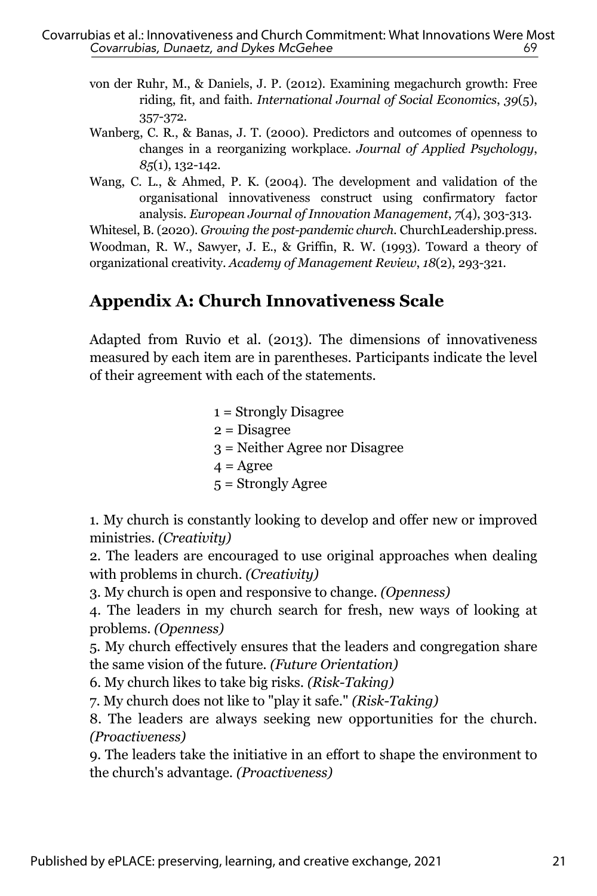von der Ruhr, M., & Daniels, J. P. (2012). Examining megachurch growth: Free riding, fit, and faith. *International Journal of Social Economics*, *39*(5), 357-372.

Wanberg, C. R., & Banas, J. T. (2000). Predictors and outcomes of openness to changes in a reorganizing workplace. *Journal of Applied Psychology*, *85*(1), 132-142.

Wang, C. L., & Ahmed, P. K. (2004). The development and validation of the organisational innovativeness construct using confirmatory factor analysis. *European Journal of Innovation Management*, *7*(4), 303-313.

Whitesel, B. (2020). *Growing the post-pandemic church.* ChurchLeadership.press.

Woodman, R. W., Sawyer, J. E., & Griffin, R. W. (1993). Toward a theory of organizational creativity. *Academy of Management Review*, *18*(2), 293-321.

## Appendix A: Church Innovativeness Scale

Adapted from Ruvio et al. (2013). The dimensions of innovativeness measured by each item are in parentheses. Participants indicate the level of their agreement with each of the statements.

1 = Strongly Disagree
2 = Disagree
3 = Neither Agree nor Disagree
4 = Agree
5 = Strongly Agree

1. My church is constantly looking to develop and offer new or improved ministries. *(Creativity)*
2. The leaders are encouraged to use original approaches when dealing with problems in church. *(Creativity)*
3. My church is open and responsive to change. *(Openness)*
4. The leaders in my church search for fresh, new ways of looking at problems. *(Openness)*
5. My church effectively ensures that the leaders and congregation share the same vision of the future. *(Future Orientation)*
6. My church likes to take big risks. *(Risk-Taking)*
7. My church does not like to "play it safe." *(Risk-Taking)*
8. The leaders are always seeking new opportunities for the church. *(Proactiveness)*
9. The leaders take the initiative in an effort to shape the environment to the church's advantage. *(Proactiveness)*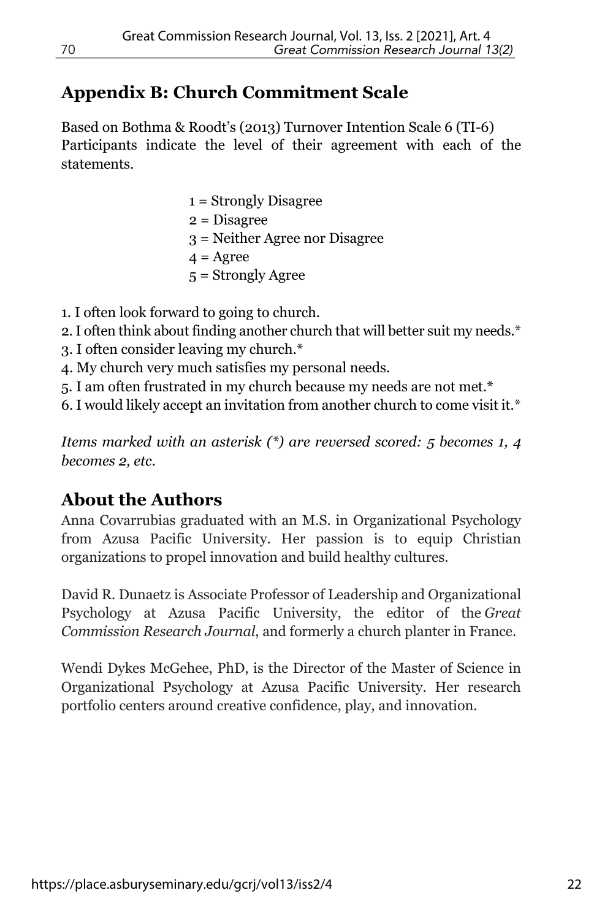## Appendix B: Church Commitment Scale

Based on Bothma & Roodt's (2013) Turnover Intention Scale 6 (TI-6) Participants indicate the level of their agreement with each of the statements.

1 = Strongly Disagree
2 = Disagree
3 = Neither Agree nor Disagree
4 = Agree
5 = Strongly Agree

1. I often look forward to going to church.
2. I often think about finding another church that will better suit my needs.*
3. I often consider leaving my church.*
4. My church very much satisfies my personal needs.
5. I am often frustrated in my church because my needs are not met.*
6. I would likely accept an invitation from another church to come visit it.*

*Items marked with an asterisk (*) are reversed scored: 5 becomes 1, 4 becomes 2, etc.*

## About the Authors

Anna Covarrubias graduated with an M.S. in Organizational Psychology from Azusa Pacific University. Her passion is to equip Christian organizations to propel innovation and build healthy cultures.

David R. Dunaetz is Associate Professor of Leadership and Organizational Psychology at Azusa Pacific University, the editor of the *Great Commission Research Journal*, and formerly a church planter in France.

Wendi Dykes McGehee, PhD, is the Director of the Master of Science in Organizational Psychology at Azusa Pacific University. Her research portfolio centers around creative confidence, play, and innovation.